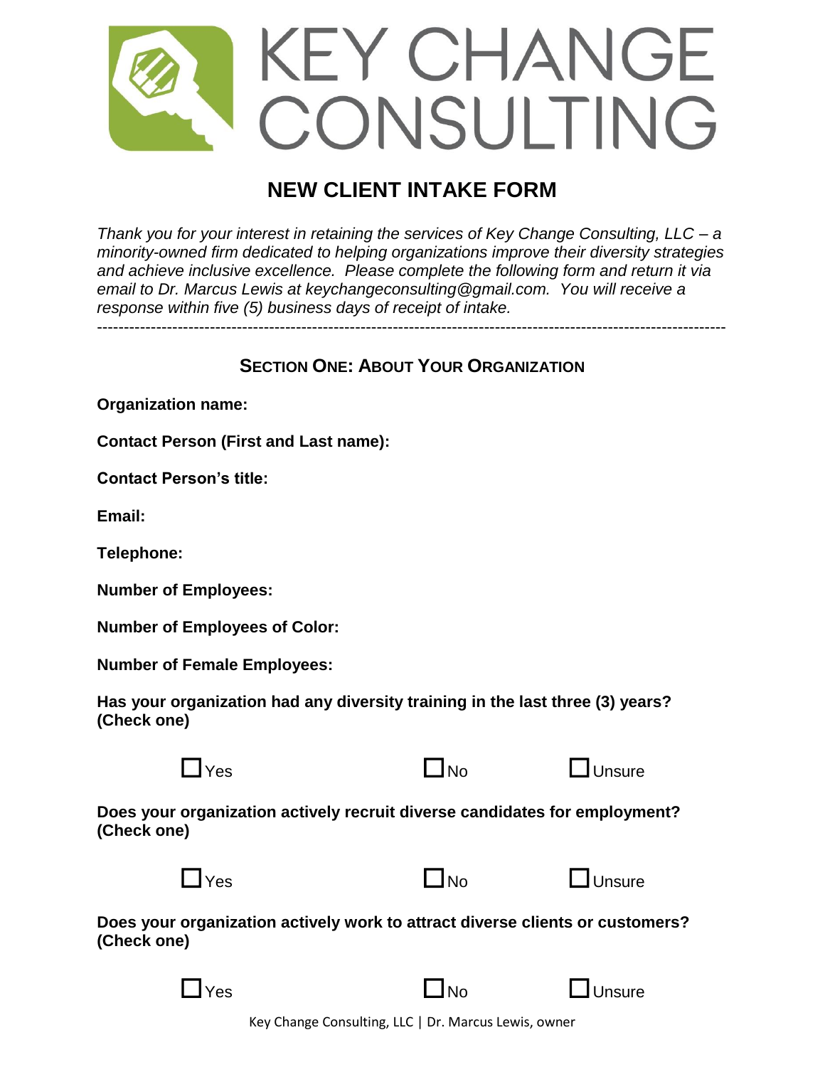# KEY CHANGE CONSULTING

## NEW CLIENT INTAKE FORM

*Thank you for your interest in retaining the services of Key Change Consulting, LLC – a minority-owned firm dedicated to helping organizations improve their diversity strategies and achieve inclusive excellence. Please complete the following form and return it via email to Dr. Marcus Lewis at keychangeconsulting@gmail.com. You will receive a response within five (5) business days of receipt of intake.*

---

### SECTION ONE: ABOUT YOUR ORGANIZATION

**Organization name:**

**Contact Person (First and Last name):**

**Contact Person's title:**

**Email:**

**Telephone:**

**Number of Employees:**

**Number of Employees of Color:**

**Number of Female Employees:**

**Has your organization had any diversity training in the last three (3) years? (Check one)**

☐ Yes ☐ No ☐ Unsure

**Does your organization actively recruit diverse candidates for employment? (Check one)**

☐ Yes ☐ No ☐ Unsure

**Does your organization actively work to attract diverse clients or customers? (Check one)**

☐ Yes ☐ No ☐ Unsure

Key Change Consulting, LLC | Dr. Marcus Lewis, owner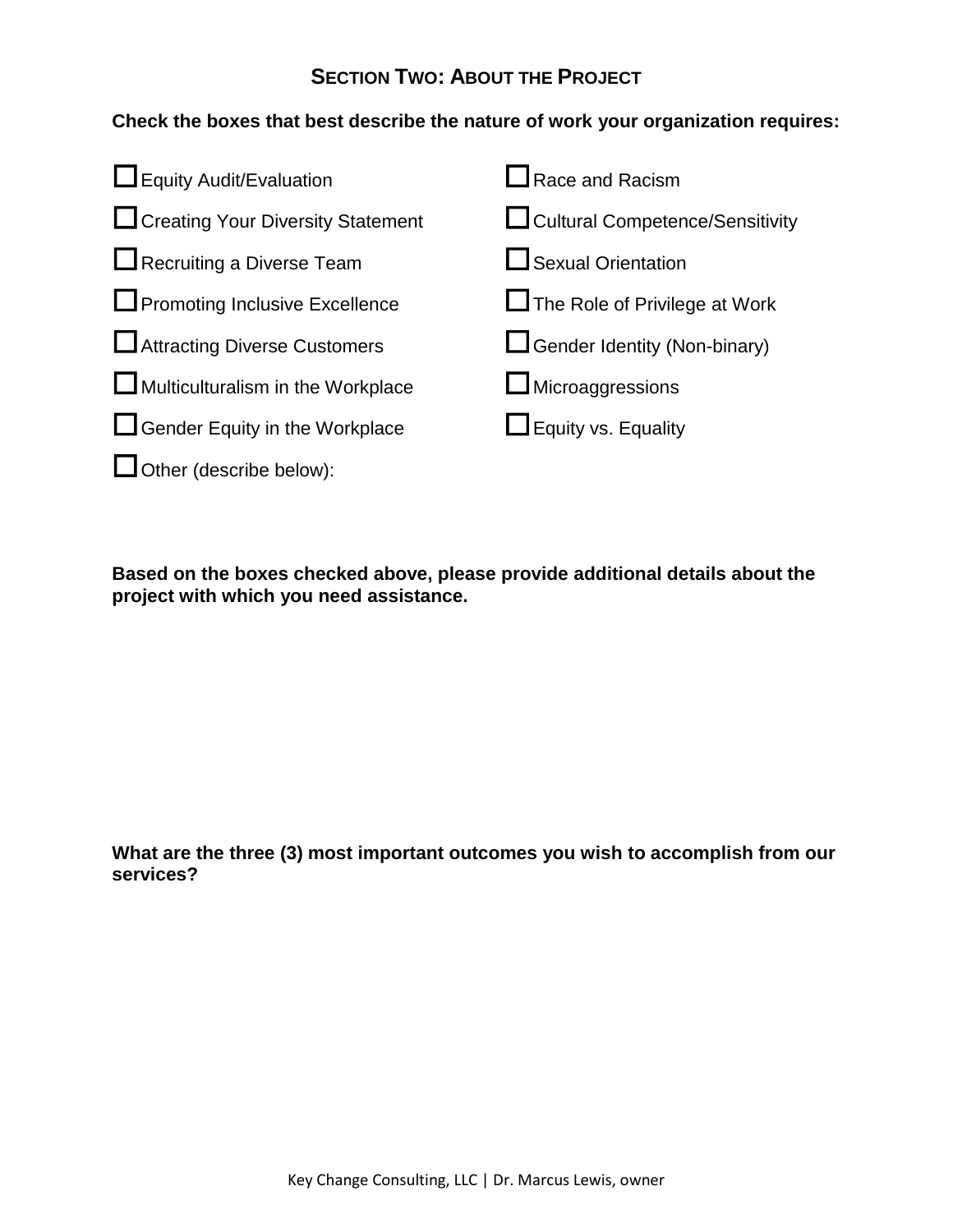## Section Two: About the Project

**Check the boxes that best describe the nature of work your organization requires:**

- ☐ Equity Audit/Evaluation
- ☐ Creating Your Diversity Statement
- ☐ Recruiting a Diverse Team
- ☐ Promoting Inclusive Excellence
- ☐ Attracting Diverse Customers
- ☐ Multiculturalism in the Workplace
- ☐ Gender Equity in the Workplace
- ☐ Other (describe below):
- ☐ Race and Racism
- ☐ Cultural Competence/Sensitivity
- ☐ Sexual Orientation
- ☐ The Role of Privilege at Work
- ☐ Gender Identity (Non-binary)
- ☐ Microaggressions
- ☐ Equity vs. Equality

**Based on the boxes checked above, please provide additional details about the project with which you need assistance.**

**What are the three (3) most important outcomes you wish to accomplish from our services?**

Key Change Consulting, LLC | Dr. Marcus Lewis, owner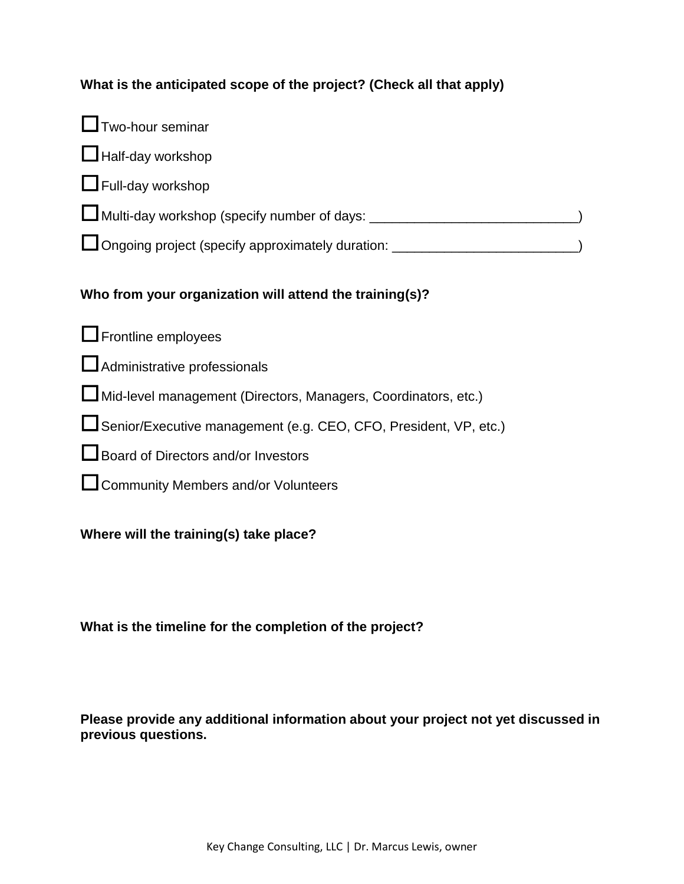**What is the anticipated scope of the project? (Check all that apply)**

- ☐ Two-hour seminar
- ☐ Half-day workshop
- ☐ Full-day workshop
- ☐ Multi-day workshop (specify number of days: ___________________________)
- ☐ Ongoing project (specify approximately duration: ________________________)

**Who from your organization will attend the training(s)?**

- ☐ Frontline employees
- ☐ Administrative professionals
- ☐ Mid-level management (Directors, Managers, Coordinators, etc.)
- ☐ Senior/Executive management (e.g. CEO, CFO, President, VP, etc.)
- ☐ Board of Directors and/or Investors
- ☐ Community Members and/or Volunteers

**Where will the training(s) take place?**

**What is the timeline for the completion of the project?**

**Please provide any additional information about your project not yet discussed in previous questions.**

Key Change Consulting, LLC | Dr. Marcus Lewis, owner